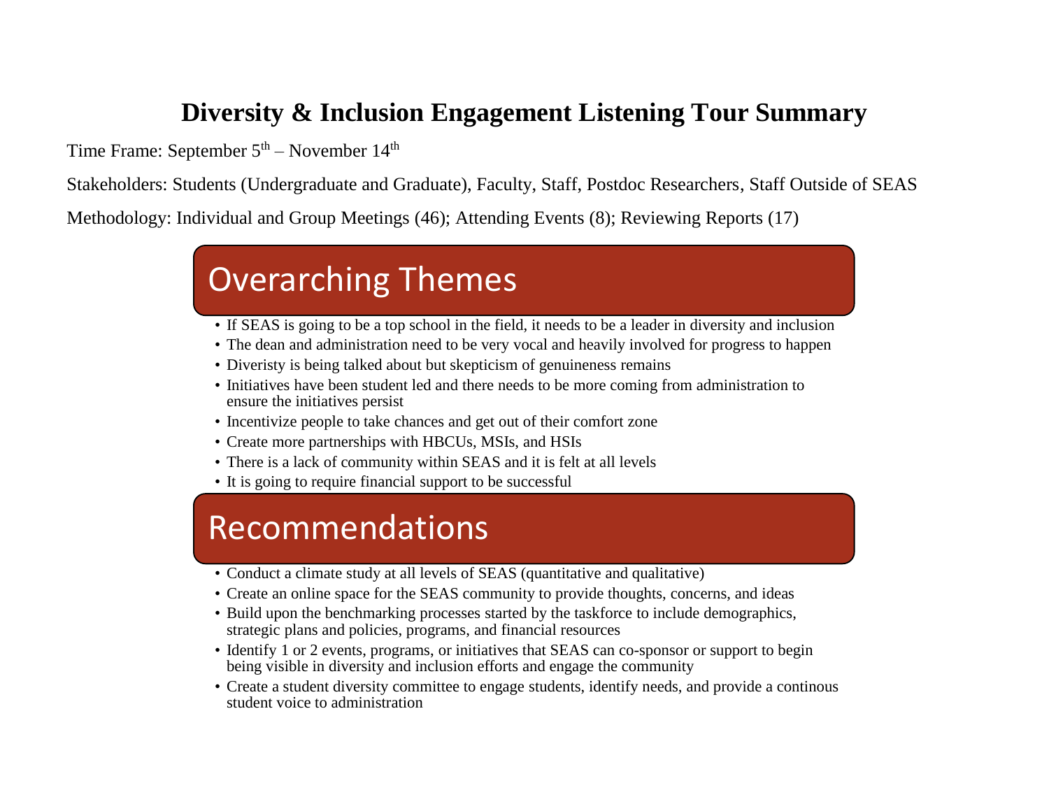# Diversity & Inclusion Engagement Listening Tour Summary

Time Frame: September 5th – November 14th

Stakeholders: Students (Undergraduate and Graduate), Faculty, Staff, Postdoc Researchers, Staff Outside of SEAS

Methodology: Individual and Group Meetings (46); Attending Events (8); Reviewing Reports (17)

## Overarching Themes

- If SEAS is going to be a top school in the field, it needs to be a leader in diversity and inclusion
- The dean and administration need to be very vocal and heavily involved for progress to happen
- Diveristy is being talked about but skepticism of genuineness remains
- Initiatives have been student led and there needs to be more coming from administration to ensure the initiatives persist
- Incentivize people to take chances and get out of their comfort zone
- Create more partnerships with HBCUs, MSIs, and HSIs
- There is a lack of community within SEAS and it is felt at all levels
- It is going to require financial support to be successful

## Recommendations

- Conduct a climate study at all levels of SEAS (quantitative and qualitative)
- Create an online space for the SEAS community to provide thoughts, concerns, and ideas
- Build upon the benchmarking processes started by the taskforce to include demographics, strategic plans and policies, programs, and financial resources
- Identify 1 or 2 events, programs, or initiatives that SEAS can co-sponsor or support to begin being visible in diversity and inclusion efforts and engage the community
- Create a student diversity committee to engage students, identify needs, and provide a continous student voice to administration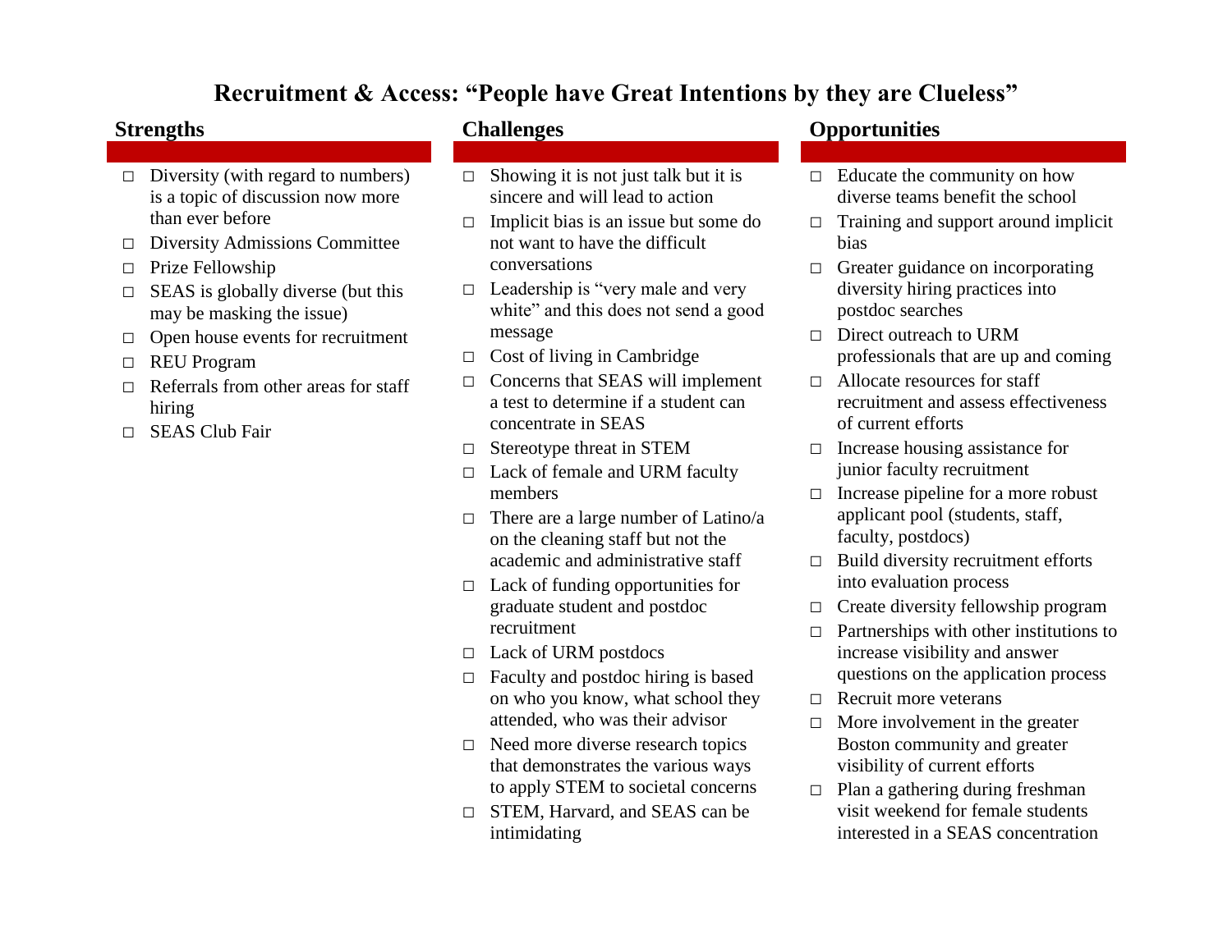# Recruitment & Access: "People have Great Intentions by they are Clueless"

## Strengths

- Diversity (with regard to numbers) is a topic of discussion now more than ever before
- Diversity Admissions Committee
- Prize Fellowship
- SEAS is globally diverse (but this may be masking the issue)
- Open house events for recruitment
- REU Program
- Referrals from other areas for staff hiring
- SEAS Club Fair

## Challenges

- Showing it is not just talk but it is sincere and will lead to action
- Implicit bias is an issue but some do not want to have the difficult conversations
- Leadership is "very male and very white" and this does not send a good message
- Cost of living in Cambridge
- Concerns that SEAS will implement a test to determine if a student can concentrate in SEAS
- Stereotype threat in STEM
- Lack of female and URM faculty members
- There are a large number of Latino/a on the cleaning staff but not the academic and administrative staff
- Lack of funding opportunities for graduate student and postdoc recruitment
- Lack of URM postdocs
- Faculty and postdoc hiring is based on who you know, what school they attended, who was their advisor
- Need more diverse research topics that demonstrates the various ways to apply STEM to societal concerns
- STEM, Harvard, and SEAS can be intimidating

## Opportunities

- Educate the community on how diverse teams benefit the school
- Training and support around implicit bias
- Greater guidance on incorporating diversity hiring practices into postdoc searches
- Direct outreach to URM professionals that are up and coming
- Allocate resources for staff recruitment and assess effectiveness of current efforts
- Increase housing assistance for junior faculty recruitment
- Increase pipeline for a more robust applicant pool (students, staff, faculty, postdocs)
- Build diversity recruitment efforts into evaluation process
- Create diversity fellowship program
- Partnerships with other institutions to increase visibility and answer questions on the application process
- Recruit more veterans
- More involvement in the greater Boston community and greater visibility of current efforts
- Plan a gathering during freshman visit weekend for female students interested in a SEAS concentration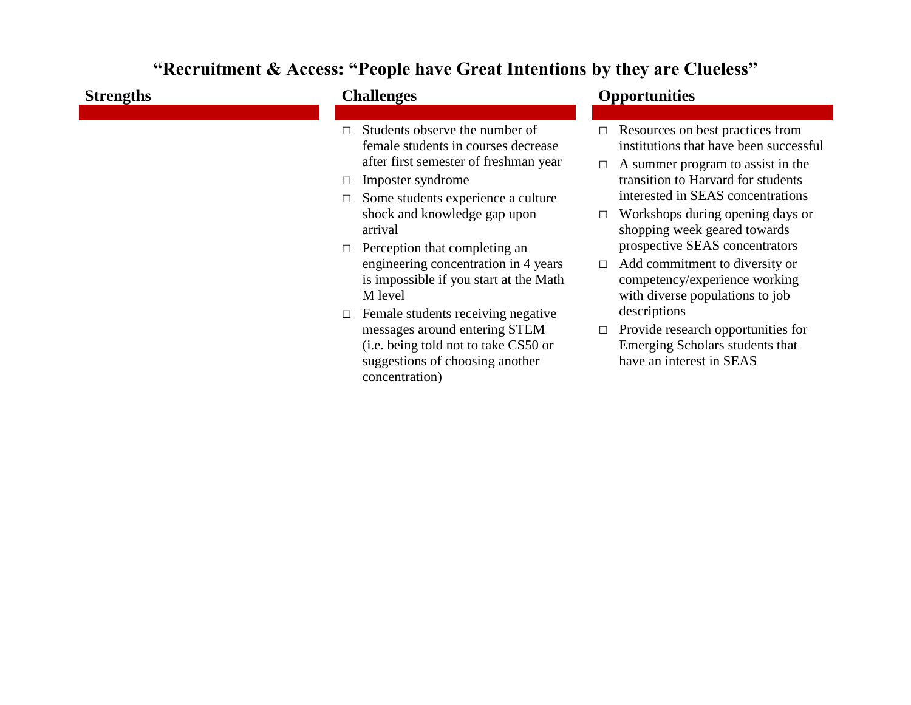# "Recruitment & Access: "People have Great Intentions by they are Clueless"

## Strengths

## Challenges

- Students observe the number of female students in courses decrease after first semester of freshman year
- Imposter syndrome
- Some students experience a culture shock and knowledge gap upon arrival
- Perception that completing an engineering concentration in 4 years is impossible if you start at the Math M level
- Female students receiving negative messages around entering STEM (i.e. being told not to take CS50 or suggestions of choosing another concentration)

## Opportunities

- Resources on best practices from institutions that have been successful
- A summer program to assist in the transition to Harvard for students interested in SEAS concentrations
- Workshops during opening days or shopping week geared towards prospective SEAS concentrators
- Add commitment to diversity or competency/experience working with diverse populations to job descriptions
- Provide research opportunities for Emerging Scholars students that have an interest in SEAS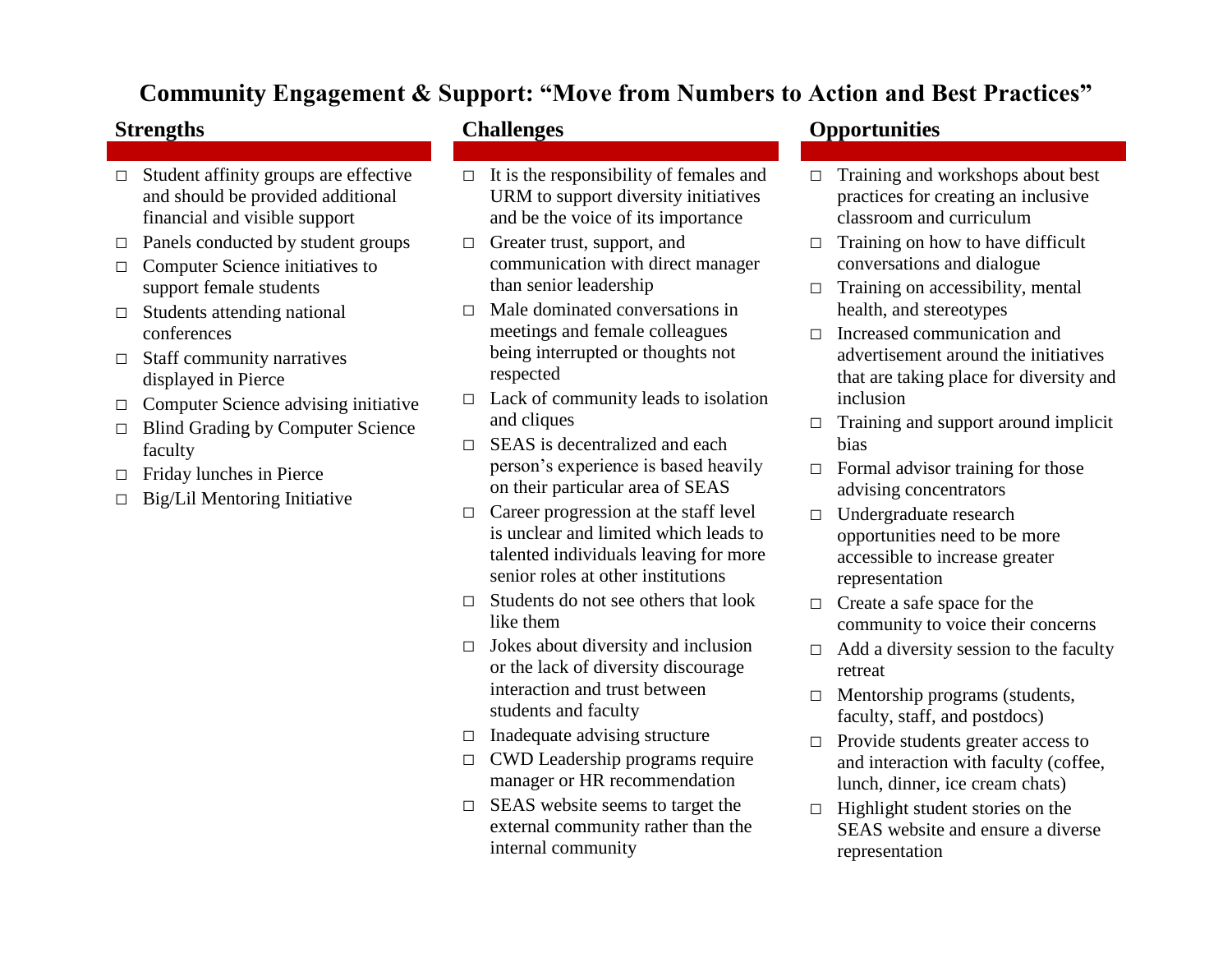# Community Engagement & Support: "Move from Numbers to Action and Best Practices"

## Strengths

- Student affinity groups are effective and should be provided additional financial and visible support
- Panels conducted by student groups
- Computer Science initiatives to support female students
- Students attending national conferences
- Staff community narratives displayed in Pierce
- Computer Science advising initiative
- Blind Grading by Computer Science faculty
- Friday lunches in Pierce
- Big/Lil Mentoring Initiative

## Challenges

- It is the responsibility of females and URM to support diversity initiatives and be the voice of its importance
- Greater trust, support, and communication with direct manager than senior leadership
- Male dominated conversations in meetings and female colleagues being interrupted or thoughts not respected
- Lack of community leads to isolation and cliques
- SEAS is decentralized and each person's experience is based heavily on their particular area of SEAS
- Career progression at the staff level is unclear and limited which leads to talented individuals leaving for more senior roles at other institutions
- Students do not see others that look like them
- Jokes about diversity and inclusion or the lack of diversity discourage interaction and trust between students and faculty
- Inadequate advising structure
- CWD Leadership programs require manager or HR recommendation
- SEAS website seems to target the external community rather than the internal community

## Opportunities

- Training and workshops about best practices for creating an inclusive classroom and curriculum
- Training on how to have difficult conversations and dialogue
- Training on accessibility, mental health, and stereotypes
- Increased communication and advertisement around the initiatives that are taking place for diversity and inclusion
- Training and support around implicit bias
- Formal advisor training for those advising concentrators
- Undergraduate research opportunities need to be more accessible to increase greater representation
- Create a safe space for the community to voice their concerns
- Add a diversity session to the faculty retreat
- Mentorship programs (students, faculty, staff, and postdocs)
- Provide students greater access to and interaction with faculty (coffee, lunch, dinner, ice cream chats)
- Highlight student stories on the SEAS website and ensure a diverse representation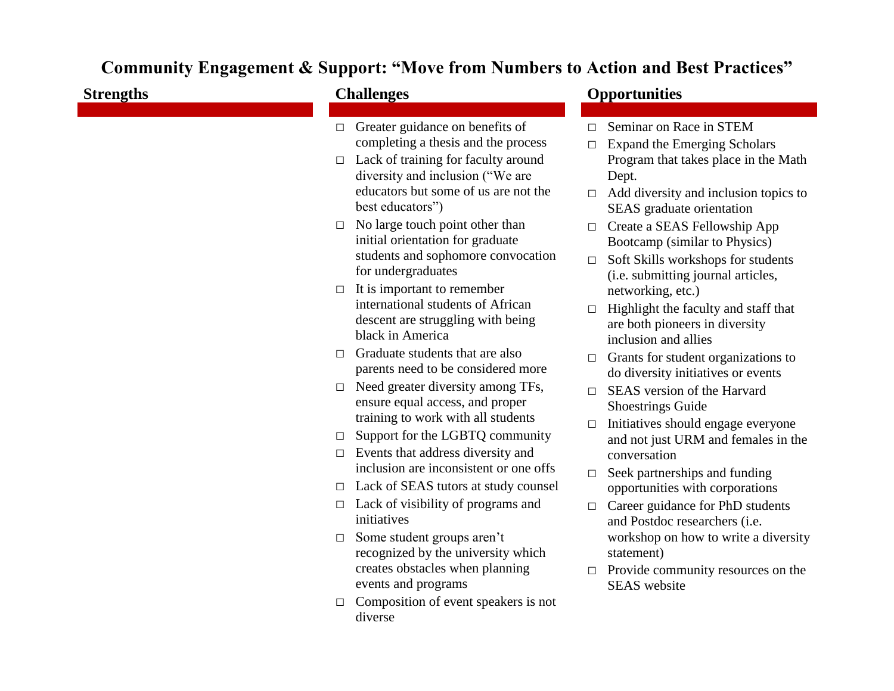# Community Engagement & Support: "Move from Numbers to Action and Best Practices"

## Strengths

## Challenges

- Greater guidance on benefits of completing a thesis and the process
- Lack of training for faculty around diversity and inclusion ("We are educators but some of us are not the best educators")
- No large touch point other than initial orientation for graduate students and sophomore convocation for undergraduates
- It is important to remember international students of African descent are struggling with being black in America
- Graduate students that are also parents need to be considered more
- Need greater diversity among TFs, ensure equal access, and proper training to work with all students
- Support for the LGBTQ community
- Events that address diversity and inclusion are inconsistent or one offs
- Lack of SEAS tutors at study counsel
- Lack of visibility of programs and initiatives
- Some student groups aren't recognized by the university which creates obstacles when planning events and programs
- Composition of event speakers is not diverse

## Opportunities

- Seminar on Race in STEM
- Expand the Emerging Scholars Program that takes place in the Math Dept.
- Add diversity and inclusion topics to SEAS graduate orientation
- Create a SEAS Fellowship App Bootcamp (similar to Physics)
- Soft Skills workshops for students (i.e. submitting journal articles, networking, etc.)
- Highlight the faculty and staff that are both pioneers in diversity inclusion and allies
- Grants for student organizations to do diversity initiatives or events
- SEAS version of the Harvard Shoestrings Guide
- Initiatives should engage everyone and not just URM and females in the conversation
- Seek partnerships and funding opportunities with corporations
- Career guidance for PhD students and Postdoc researchers (i.e. workshop on how to write a diversity statement)
- Provide community resources on the SEAS website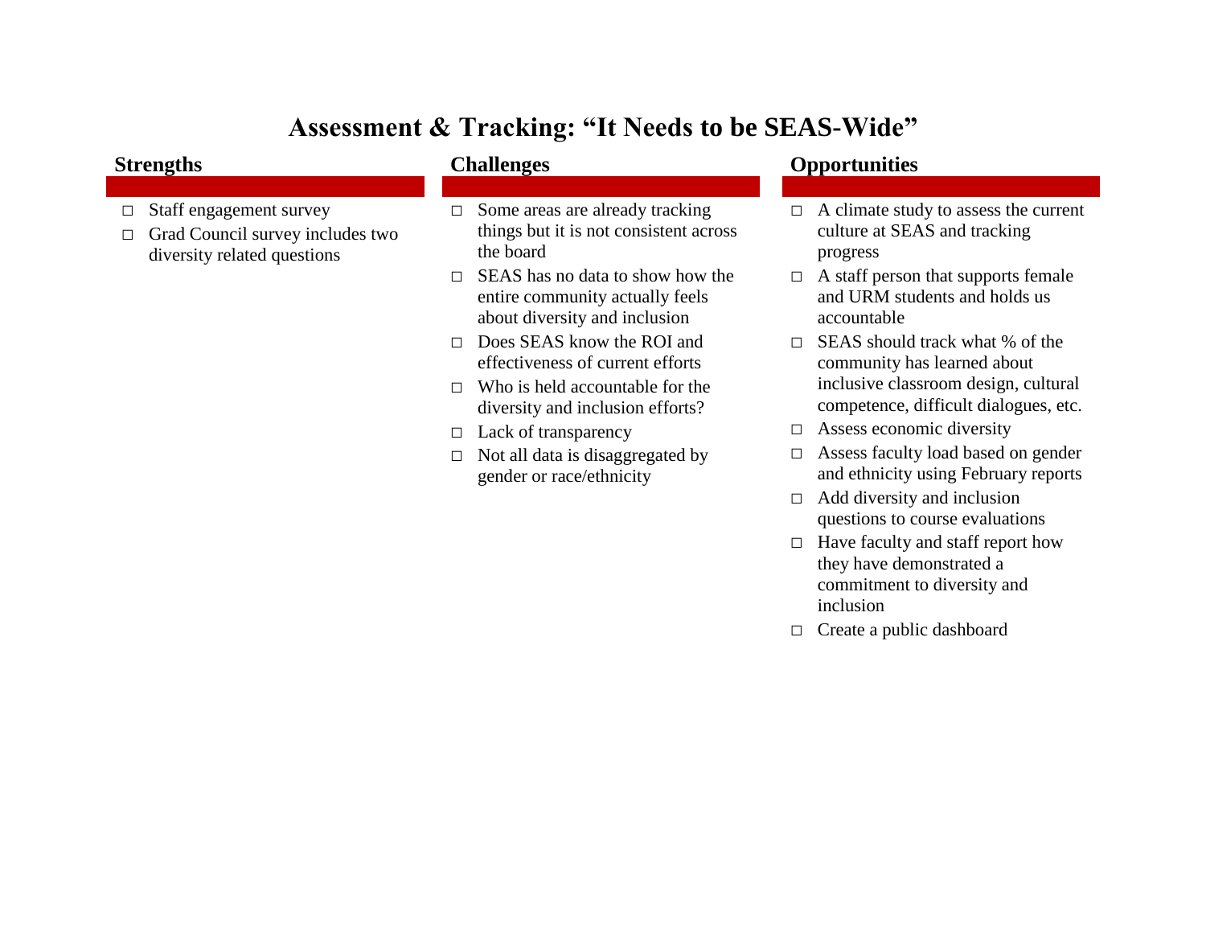# Assessment & Tracking: “It Needs to be SEAS-Wide”

## Strengths

- Staff engagement survey
- Grad Council survey includes two diversity related questions

## Challenges

- Some areas are already tracking things but it is not consistent across the board
- SEAS has no data to show how the entire community actually feels about diversity and inclusion
- Does SEAS know the ROI and effectiveness of current efforts
- Who is held accountable for the diversity and inclusion efforts?
- Lack of transparency
- Not all data is disaggregated by gender or race/ethnicity

## Opportunities

- A climate study to assess the current culture at SEAS and tracking progress
- A staff person that supports female and URM students and holds us accountable
- SEAS should track what % of the community has learned about inclusive classroom design, cultural competence, difficult dialogues, etc.
- Assess economic diversity
- Assess faculty load based on gender and ethnicity using February reports
- Add diversity and inclusion questions to course evaluations
- Have faculty and staff report how they have demonstrated a commitment to diversity and inclusion
- Create a public dashboard